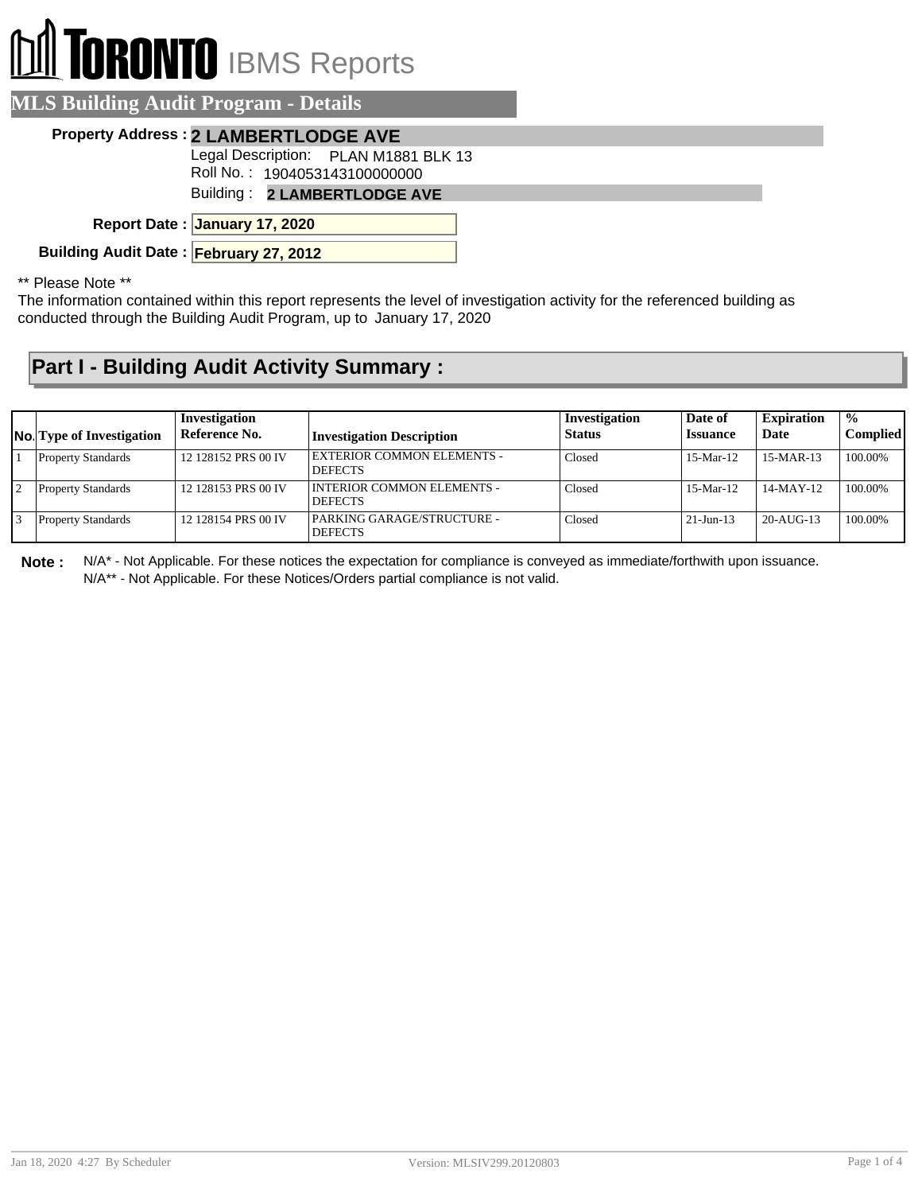# TORONTO IBMS Reports

## MLS Building Audit Program - Details

**Property Address :** **2 LAMBERTLODGE AVE**

Legal Description: PLAN M1881 BLK 13

Roll No. : 1904053143100000000

Building : **2 LAMBERTLODGE AVE**

**Report Date :** **January 17, 2020**

**Building Audit Date :** **February 27, 2012**

** Please Note **

The information contained within this report represents the level of investigation activity for the referenced building as conducted through the Building Audit Program, up to January 17, 2020

## Part I - Building Audit Activity Summary :

| No. | Type of Investigation | Investigation Reference No. | Investigation Description | Investigation Status | Date of Issuance | Expiration Date | % Complied |
|---|---|---|---|---|---|---|---|
| 1 | Property Standards | 12 128152 PRS 00 IV | EXTERIOR COMMON ELEMENTS - DEFECTS | Closed | 15-Mar-12 | 15-MAR-13 | 100.00% |
| 2 | Property Standards | 12 128153 PRS 00 IV | INTERIOR COMMON ELEMENTS - DEFECTS | Closed | 15-Mar-12 | 14-MAY-12 | 100.00% |
| 3 | Property Standards | 12 128154 PRS 00 IV | PARKING GARAGE/STRUCTURE - DEFECTS | Closed | 21-Jun-13 | 20-AUG-13 | 100.00% |

**Note :** N/A* - Not Applicable. For these notices the expectation for compliance is conveyed as immediate/forthwith upon issuance.
N/A** - Not Applicable. For these Notices/Orders partial compliance is not valid.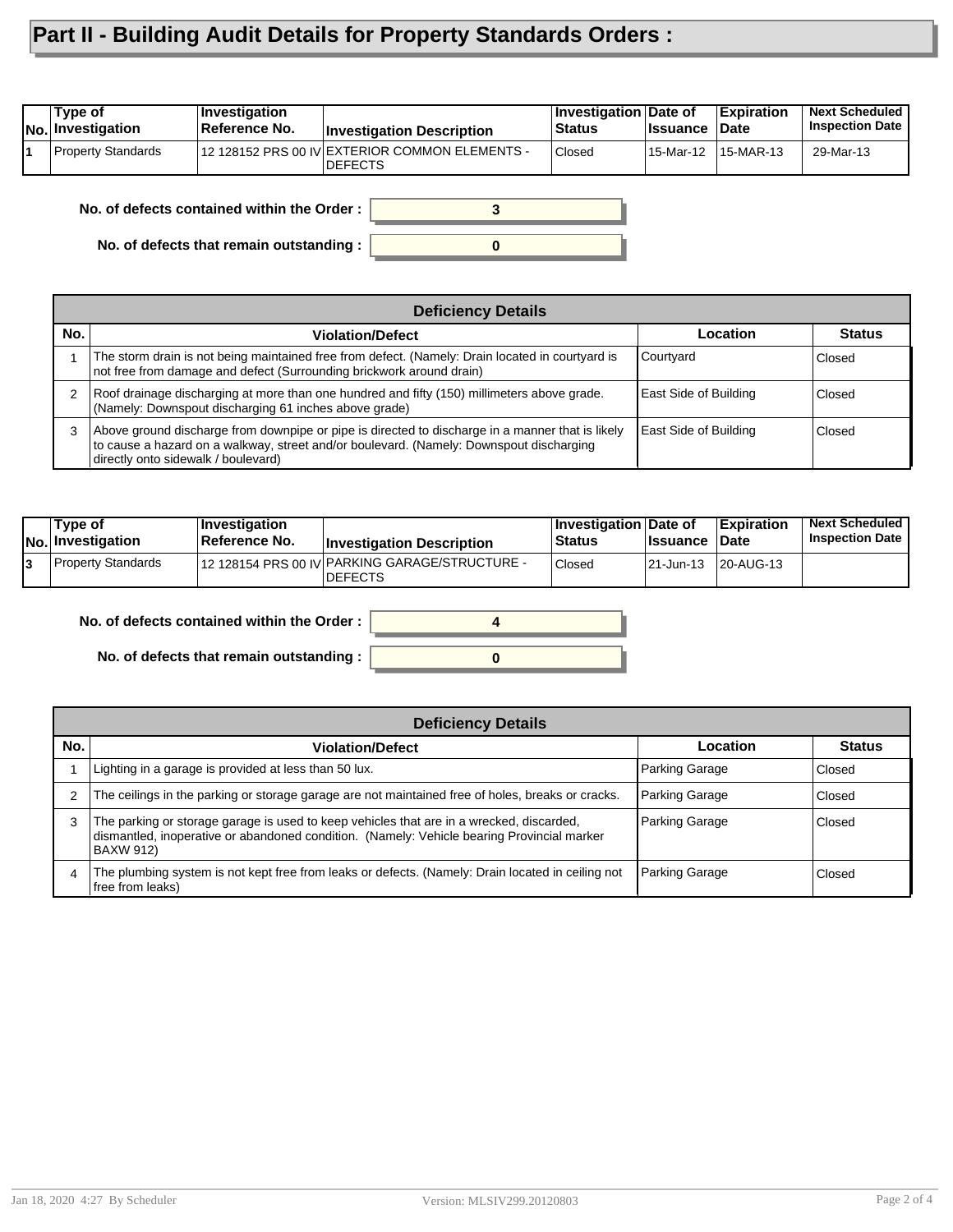# Part II - Building Audit Details for Property Standards Orders :

| No. | Type of Investigation | Investigation Reference No. | Investigation Description | Investigation Status | Date of Issuance | Expiration Date | Next Scheduled Inspection Date |
|---|---|---|---|---|---|---|---|
| 1 | Property Standards | 12 128152 PRS 00 IV | EXTERIOR COMMON ELEMENTS - DEFECTS | Closed | 15-Mar-12 | 15-MAR-13 | 29-Mar-13 |

**No. of defects contained within the Order :** 3

**No. of defects that remain outstanding :** 0

**Deficiency Details**

| No. | Violation/Defect | Location | Status |
|---|---|---|---|
| 1 | The storm drain is not being maintained free from defect. (Namely: Drain located in courtyard is not free from damage and defect (Surrounding brickwork around drain) | Courtyard | Closed |
| 2 | Roof drainage discharging at more than one hundred and fifty (150) millimeters above grade. (Namely: Downspout discharging 61 inches above grade) | East Side of Building | Closed |
| 3 | Above ground discharge from downpipe or pipe is directed to discharge in a manner that is likely to cause a hazard on a walkway, street and/or boulevard. (Namely: Downspout discharging directly onto sidewalk / boulevard) | East Side of Building | Closed |

| No. | Type of Investigation | Investigation Reference No. | Investigation Description | Investigation Status | Date of Issuance | Expiration Date | Next Scheduled Inspection Date |
|---|---|---|---|---|---|---|---|
| 3 | Property Standards | 12 128154 PRS 00 IV | PARKING GARAGE/STRUCTURE - DEFECTS | Closed | 21-Jun-13 | 20-AUG-13 | |

**No. of defects contained within the Order :** 4

**No. of defects that remain outstanding :** 0

**Deficiency Details**

| No. | Violation/Defect | Location | Status |
|---|---|---|---|
| 1 | Lighting in a garage is provided at less than 50 lux. | Parking Garage | Closed |
| 2 | The ceilings in the parking or storage garage are not maintained free of holes, breaks or cracks. | Parking Garage | Closed |
| 3 | The parking or storage garage is used to keep vehicles that are in a wrecked, discarded, dismantled, inoperative or abandoned condition. (Namely: Vehicle bearing Provincial marker BAXW 912) | Parking Garage | Closed |
| 4 | The plumbing system is not kept free from leaks or defects. (Namely: Drain located in ceiling not free from leaks) | Parking Garage | Closed |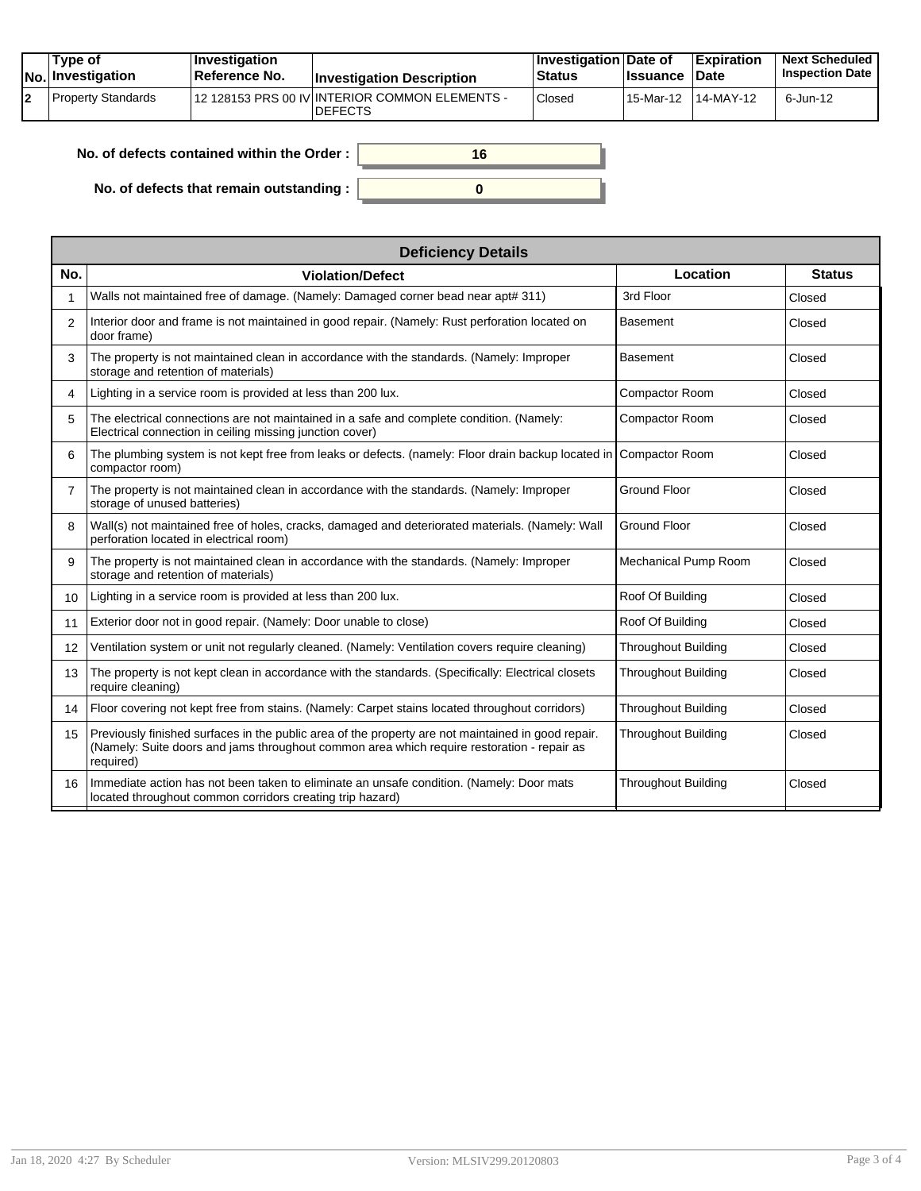| No. | Type of Investigation | Investigation Reference No. | Investigation Description | Investigation Status | Date of Issuance | Expiration Date | Next Scheduled Inspection Date |
|---|---|---|---|---|---|---|---|
| 2 | Property Standards | 12 128153 PRS 00 IV | INTERIOR COMMON ELEMENTS - DEFECTS | Closed | 15-Mar-12 | 14-MAY-12 | 6-Jun-12 |

**No. of defects contained within the Order :** 16

**No. of defects that remain outstanding :** 0

| Deficiency Details | | | |
|---|---|---|---|
| **No.** | **Violation/Defect** | **Location** | **Status** |
| 1 | Walls not maintained free of damage. (Namely: Damaged corner bead near apt# 311) | 3rd Floor | Closed |
| 2 | Interior door and frame is not maintained in good repair. (Namely: Rust perforation located on door frame) | Basement | Closed |
| 3 | The property is not maintained clean in accordance with the standards. (Namely: Improper storage and retention of materials) | Basement | Closed |
| 4 | Lighting in a service room is provided at less than 200 lux. | Compactor Room | Closed |
| 5 | The electrical connections are not maintained in a safe and complete condition. (Namely: Electrical connection in ceiling missing junction cover) | Compactor Room | Closed |
| 6 | The plumbing system is not kept free from leaks or defects. (namely: Floor drain backup located in compactor room) | Compactor Room | Closed |
| 7 | The property is not maintained clean in accordance with the standards. (Namely: Improper storage of unused batteries) | Ground Floor | Closed |
| 8 | Wall(s) not maintained free of holes, cracks, damaged and deteriorated materials. (Namely: Wall perforation located in electrical room) | Ground Floor | Closed |
| 9 | The property is not maintained clean in accordance with the standards. (Namely: Improper storage and retention of materials) | Mechanical Pump Room | Closed |
| 10 | Lighting in a service room is provided at less than 200 lux. | Roof Of Building | Closed |
| 11 | Exterior door not in good repair. (Namely: Door unable to close) | Roof Of Building | Closed |
| 12 | Ventilation system or unit not regularly cleaned. (Namely: Ventilation covers require cleaning) | Throughout Building | Closed |
| 13 | The property is not kept clean in accordance with the standards. (Specifically: Electrical closets require cleaning) | Throughout Building | Closed |
| 14 | Floor covering not kept free from stains. (Namely: Carpet stains located throughout corridors) | Throughout Building | Closed |
| 15 | Previously finished surfaces in the public area of the property are not maintained in good repair. (Namely: Suite doors and jams throughout common area which require restoration - repair as required) | Throughout Building | Closed |
| 16 | Immediate action has not been taken to eliminate an unsafe condition. (Namely: Door mats located throughout common corridors creating trip hazard) | Throughout Building | Closed |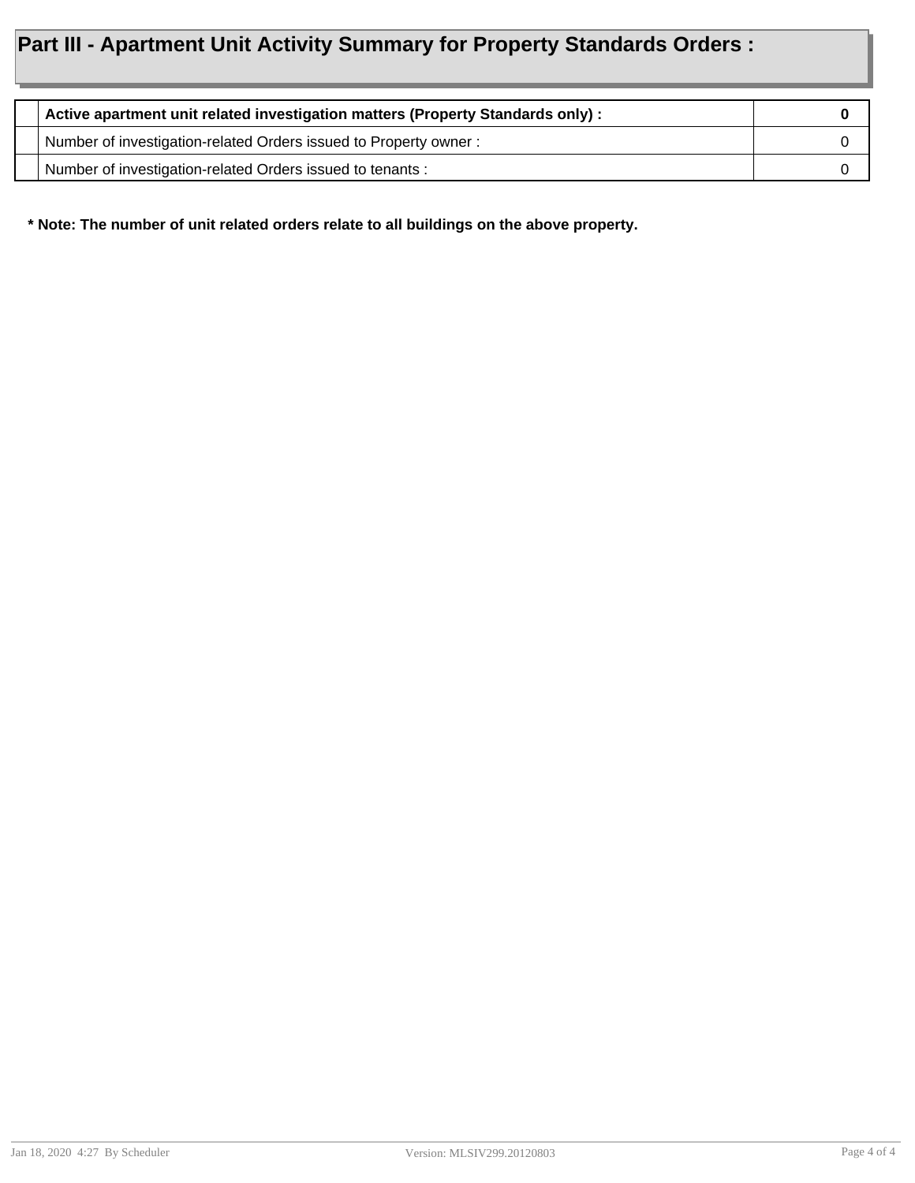## Part III - Apartment Unit Activity Summary for Property Standards Orders :

| | | |
|---|---|---|
| | **Active apartment unit related investigation matters (Property Standards only) :** | **0** |
| | Number of investigation-related Orders issued to Property owner : | 0 |
| | Number of investigation-related Orders issued to tenants : | 0 |

**\* Note: The number of unit related orders relate to all buildings on the above property.**